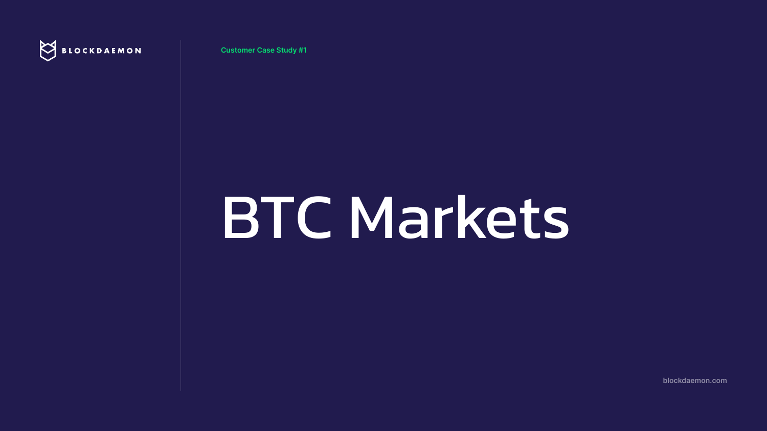BLOCKDAEMON

Customer Case Study #1

# BTC Markets

blockdaemon.com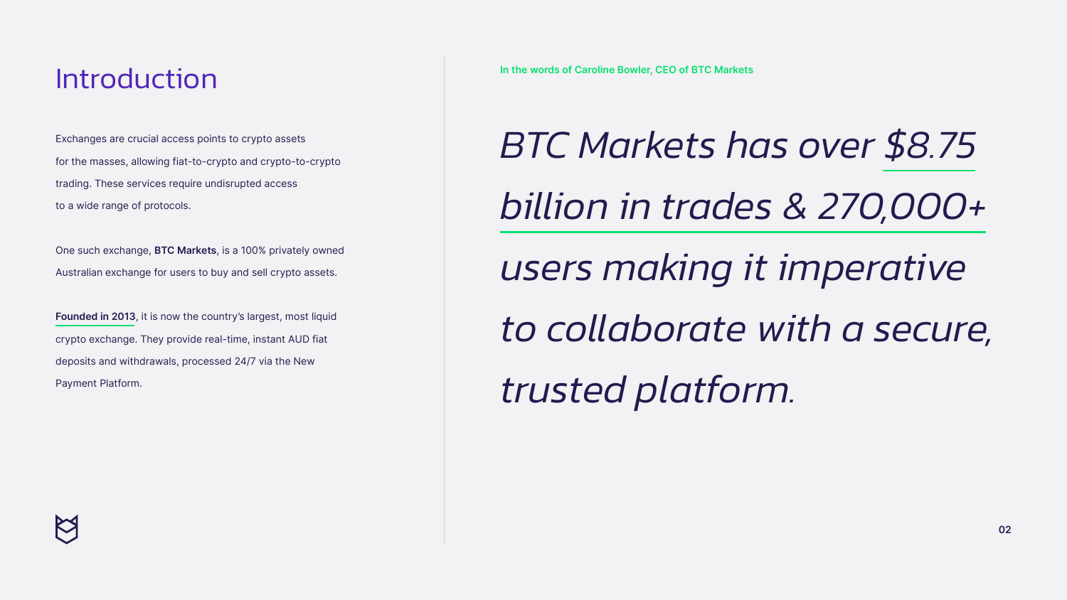# Introduction

Exchanges are crucial access points to crypto assets for the masses, allowing fiat-to-crypto and crypto-to-crypto trading. These services require undisrupted access to a wide range of protocols.

One such exchange, **BTC Markets**, is a 100% privately owned Australian exchange for users to buy and sell crypto assets.

**Founded in 2013**, it is now the country's largest, most liquid crypto exchange. They provide real-time, instant AUD fiat deposits and withdrawals, processed 24/7 via the New Payment Platform.

**In the words of Caroline Bowler, CEO of BTC Markets**

*BTC Markets has over $8.75 billion in trades & 270,000+ users making it imperative to collaborate with a secure, trusted platform.*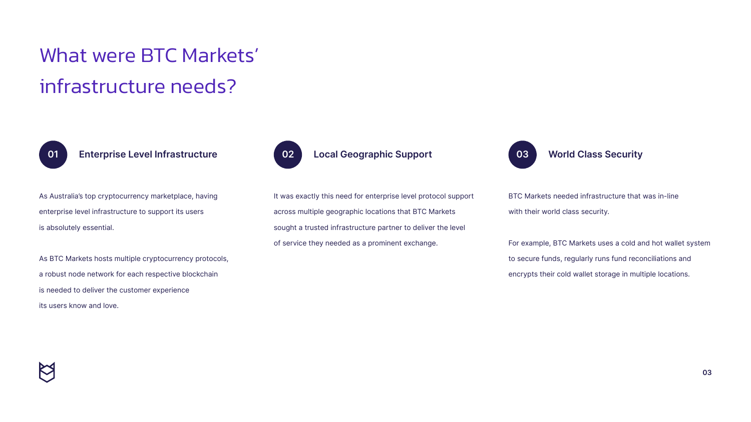# What were BTC Markets' infrastructure needs?

### 01 Enterprise Level Infrastructure

As Australia's top cryptocurrency marketplace, having enterprise level infrastructure to support its users is absolutely essential.

As BTC Markets hosts multiple cryptocurrency protocols, a robust node network for each respective blockchain is needed to deliver the customer experience its users know and love.

### 02 Local Geographic Support

It was exactly this need for enterprise level protocol support across multiple geographic locations that BTC Markets sought a trusted infrastructure partner to deliver the level of service they needed as a prominent exchange.

### 03 World Class Security

BTC Markets needed infrastructure that was in-line with their world class security.

For example, BTC Markets uses a cold and hot wallet system to secure funds, regularly runs fund reconciliations and encrypts their cold wallet storage in multiple locations.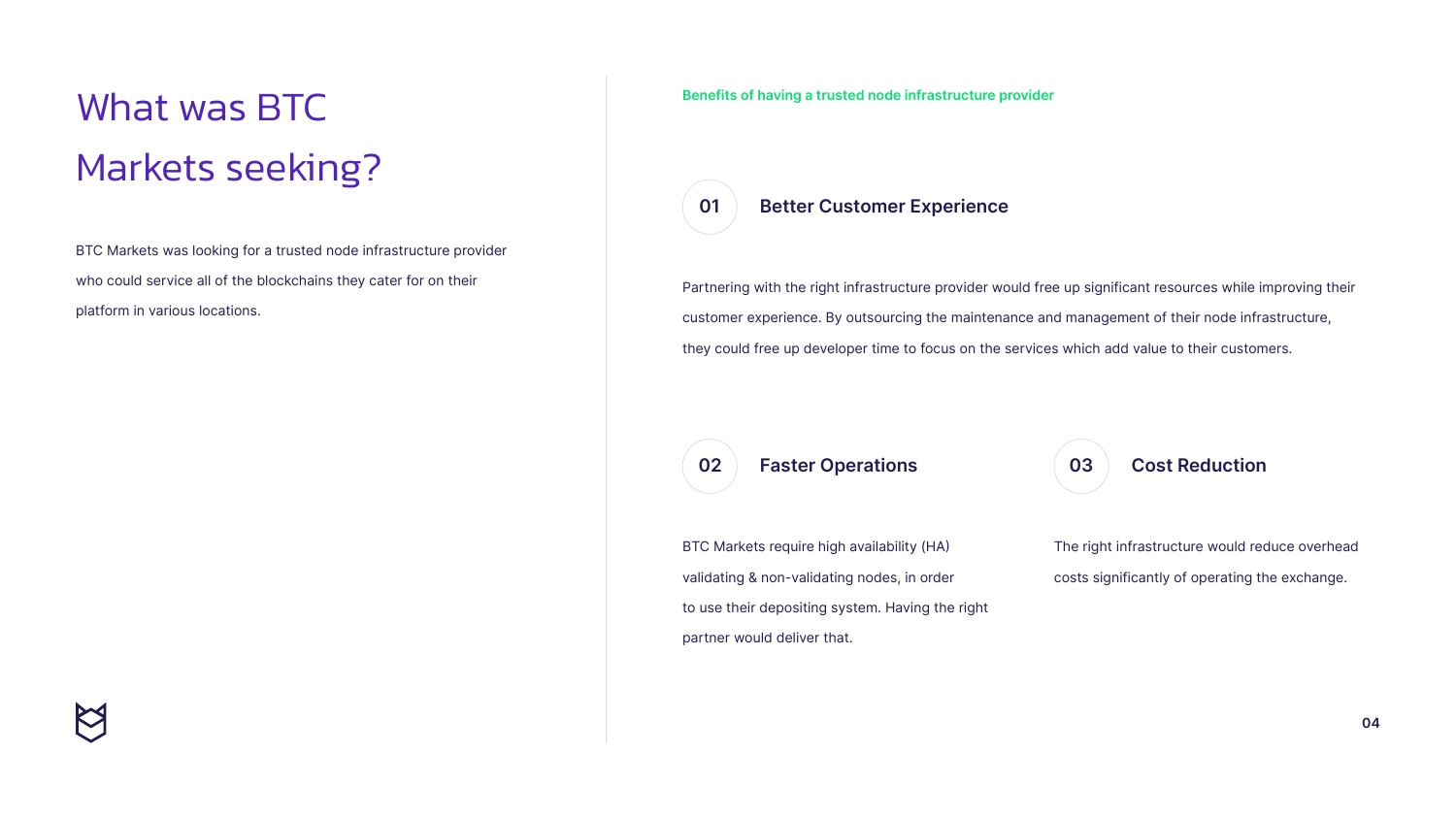# What was BTC Markets seeking?

BTC Markets was looking for a trusted node infrastructure provider who could service all of the blockchains they cater for on their platform in various locations.

**Benefits of having a trusted node infrastructure provider**

### 01 Better Customer Experience

Partnering with the right infrastructure provider would free up significant resources while improving their customer experience. By outsourcing the maintenance and management of their node infrastructure, they could free up developer time to focus on the services which add value to their customers.

### 02 Faster Operations

BTC Markets require high availability (HA) validating & non-validating nodes, in order to use their depositing system. Having the right partner would deliver that.

### 03 Cost Reduction

The right infrastructure would reduce overhead costs significantly of operating the exchange.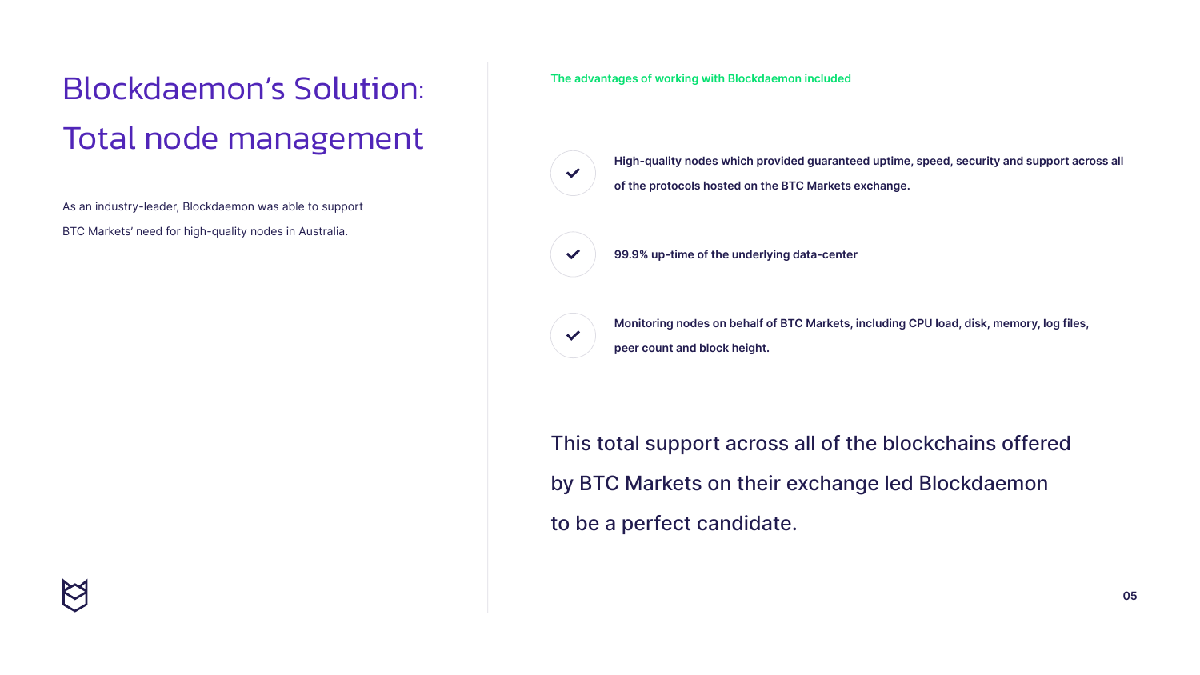# Blockdaemon's Solution: Total node management

As an industry-leader, Blockdaemon was able to support BTC Markets' need for high-quality nodes in Australia.

The advantages of working with Blockdaemon included

- **High-quality nodes which provided guaranteed uptime, speed, security and support across all of the protocols hosted on the BTC Markets exchange.**
- **99.9% up-time of the underlying data-center**
- **Monitoring nodes on behalf of BTC Markets, including CPU load, disk, memory, log files, peer count and block height.**

This total support across all of the blockchains offered by BTC Markets on their exchange led Blockdaemon to be a perfect candidate.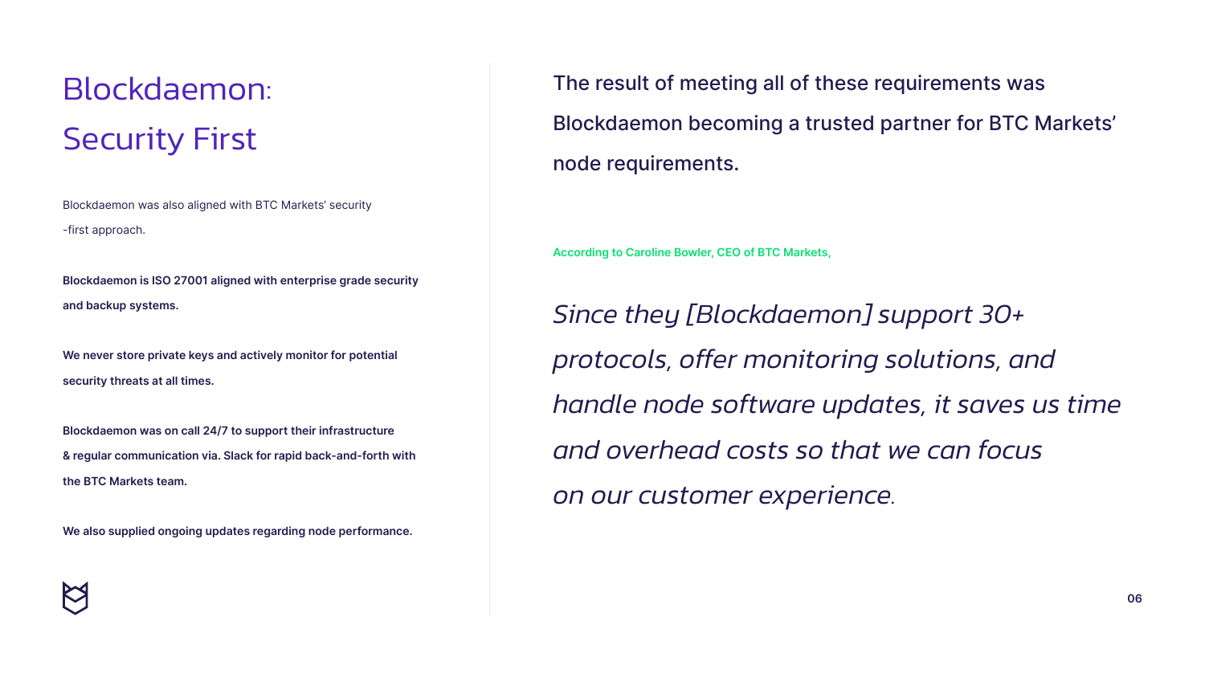# Blockdaemon: Security First

Blockdaemon was also aligned with BTC Markets' security -first approach.

**Blockdaemon is ISO 27001 aligned with enterprise grade security and backup systems.**

**We never store private keys and actively monitor for potential security threats at all times.**

**Blockdaemon was on call 24/7 to support their infrastructure & regular communication via. Slack for rapid back-and-forth with the BTC Markets team.**

**We also supplied ongoing updates regarding node performance.**

## The result of meeting all of these requirements was Blockdaemon becoming a trusted partner for BTC Markets' node requirements.

**According to Caroline Bowler, CEO of BTC Markets,**

*Since they [Blockdaemon] support 30+ protocols, offer monitoring solutions, and handle node software updates, it saves us time and overhead costs so that we can focus on our customer experience.*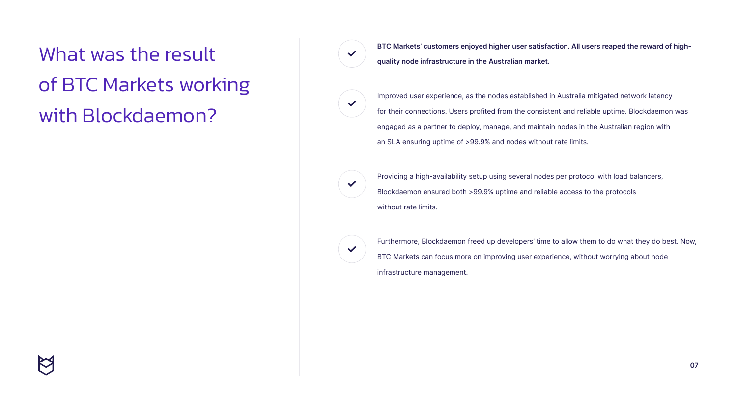# What was the result of BTC Markets working with Blockdaemon?

- **BTC Markets' customers enjoyed higher user satisfaction. All users reaped the reward of high-quality node infrastructure in the Australian market.**

- Improved user experience, as the nodes established in Australia mitigated network latency for their connections. Users profited from the consistent and reliable uptime. Blockdaemon was engaged as a partner to deploy, manage, and maintain nodes in the Australian region with an SLA ensuring uptime of >99.9% and nodes without rate limits.

- Providing a high-availability setup using several nodes per protocol with load balancers, Blockdaemon ensured both >99.9% uptime and reliable access to the protocols without rate limits.

- Furthermore, Blockdaemon freed up developers' time to allow them to do what they do best. Now, BTC Markets can focus more on improving user experience, without worrying about node infrastructure management.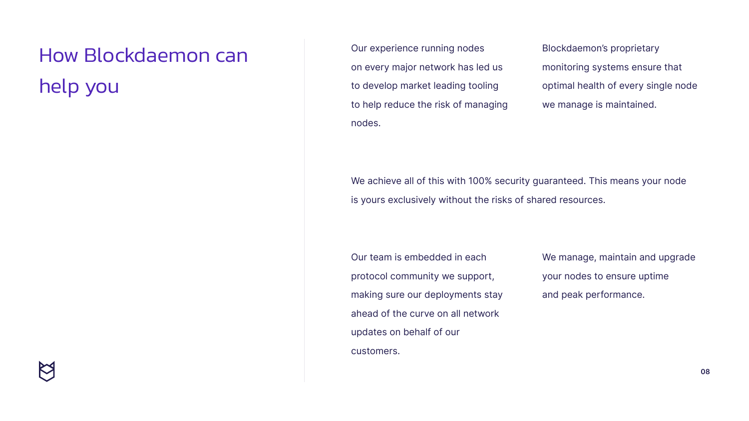# How Blockdaemon can help you

Our experience running nodes on every major network has led us to develop market leading tooling to help reduce the risk of managing nodes.

Blockdaemon's proprietary monitoring systems ensure that optimal health of every single node we manage is maintained.

We achieve all of this with 100% security guaranteed. This means your node is yours exclusively without the risks of shared resources.

Our team is embedded in each protocol community we support, making sure our deployments stay ahead of the curve on all network updates on behalf of our customers.

We manage, maintain and upgrade your nodes to ensure uptime and peak performance.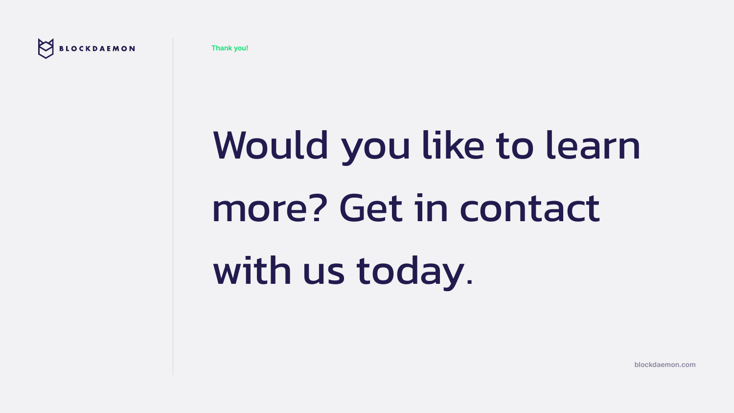BLOCKDAEMON

Thank you!

# Would you like to learn more? Get in contact with us today.

blockdaemon.com